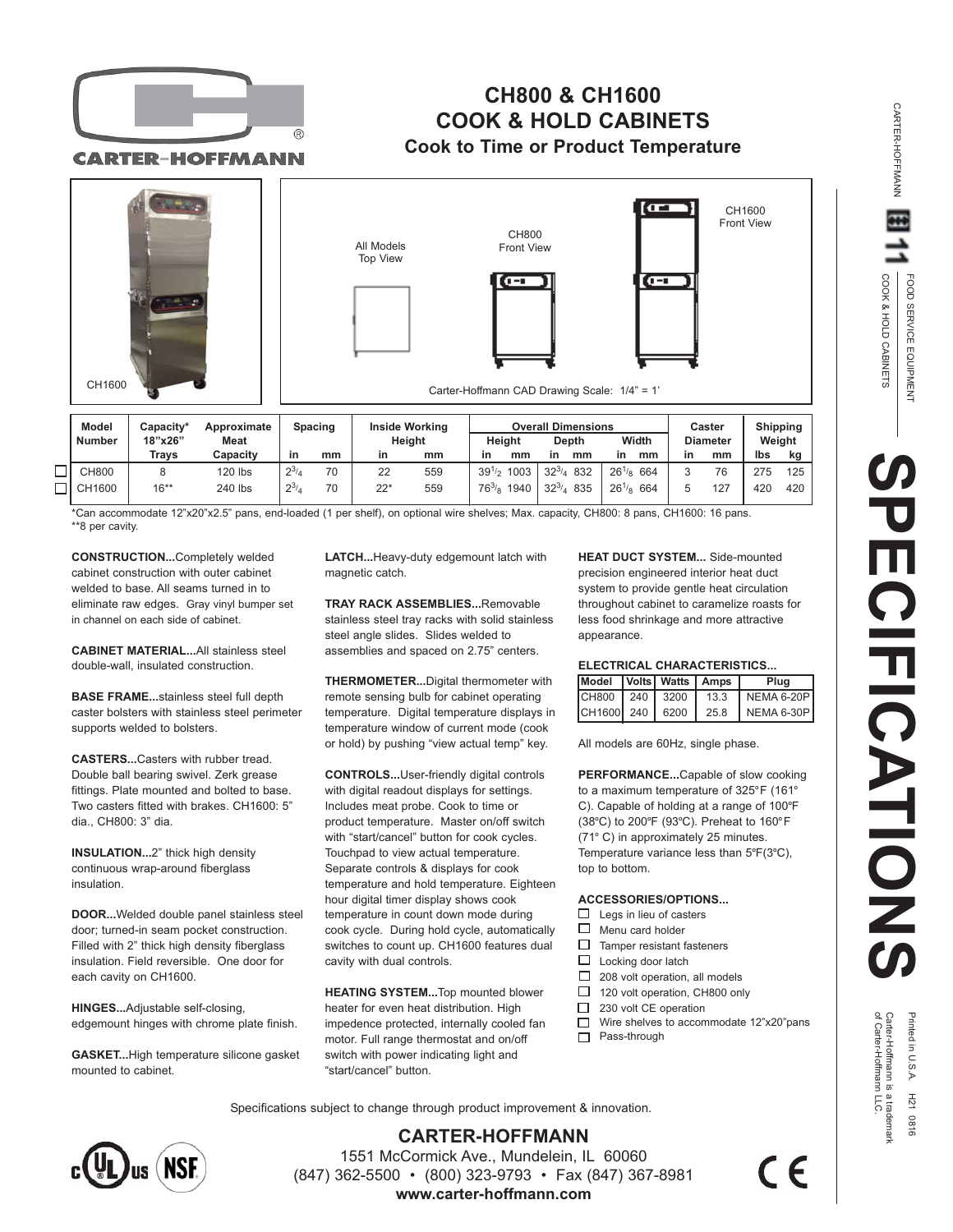# CH800 & CH1600 COOK & HOLD CABINETS

## Cook to Time or Product Temperature

CH1600

All Models Top View

CH800 Front View

CH1600 Front View

Carter-Hoffmann CAD Drawing Scale: 1/4" = 1'

| Model Number | Capacity* 18"x26" Trays | Approximate Meat Capacity | Spacing | | Inside Working Height | | Overall Dimensions | | | | | | Caster Diameter | | Shipping Weight | |
|---|---|---|---|---|---|---|---|---|---|---|---|---|---|---|---|---|
| | | | | | | | Height | | Depth | | Width | | | | | |
| | | | in | mm | in | mm | in | mm | in | mm | in | mm | in | mm | lbs | kg |
| ☐ CH800 | 8 | 120 lbs | $2^3/_4$ | 70 | 22 | 559 | $39^1/_2$ | 1003 | $32^3/_4$ | 832 | $26^1/_8$ | 664 | 3 | 76 | 275 | 125 |
| ☐ CH1600 | 16** | 240 lbs | $2^3/_4$ | 70 | 22* | 559 | $76^3/_8$ | 1940 | $32^3/_4$ | 835 | $26^1/_8$ | 664 | 5 | 127 | 420 | 420 |

*Can accommodate 12"x20"x2.5" pans, end-loaded (1 per shelf), on optional wire shelves; Max. capacity, CH800: 8 pans, CH1600: 16 pans.
**8 per cavity.

**CONSTRUCTION...**Completely welded cabinet construction with outer cabinet welded to base. All seams turned in to eliminate raw edges. Gray vinyl bumper set in channel on each side of cabinet.

**CABINET MATERIAL...**All stainless steel double-wall, insulated construction.

**BASE FRAME...**stainless steel full depth caster bolsters with stainless steel perimeter supports welded to bolsters.

**CASTERS...**Casters with rubber tread. Double ball bearing swivel. Zerk grease fittings. Plate mounted and bolted to base. Two casters fitted with brakes. CH1600: 5" dia., CH800: 3" dia.

**INSULATION...**2" thick high density continuous wrap-around fiberglass insulation.

**DOOR...**Welded double panel stainless steel door; turned-in seam pocket construction. Filled with 2" thick high density fiberglass insulation. Field reversible. One door for each cavity on CH1600.

**HINGES...**Adjustable self-closing, edgemount hinges with chrome plate finish.

**GASKET...**High temperature silicone gasket mounted to cabinet.

**LATCH...**Heavy-duty edgemount latch with magnetic catch.

**TRAY RACK ASSEMBLIES...**Removable stainless steel tray racks with solid stainless steel angle slides. Slides welded to assemblies and spaced on 2.75" centers.

**THERMOMETER...**Digital thermometer with remote sensing bulb for cabinet operating temperature. Digital temperature displays in temperature window of current mode (cook or hold) by pushing "view actual temp" key.

**CONTROLS...**User-friendly digital controls with digital readout displays for settings. Includes meat probe. Cook to time or product temperature. Master on/off switch with "start/cancel" button for cook cycles. Touchpad to view actual temperature. Separate controls & displays for cook temperature and hold temperature. Eighteen hour digital timer display shows cook temperature in count down mode during cook cycle. During hold cycle, automatically switches to count up. CH1600 features dual cavity with dual controls.

**HEATING SYSTEM...**Top mounted blower heater for even heat distribution. High impedence protected, internally cooled fan motor. Full range thermostat and on/off switch with power indicating light and "start/cancel" button.

**HEAT DUCT SYSTEM...** Side-mounted precision engineered interior heat duct system to provide gentle heat circulation throughout cabinet to caramelize roasts for less food shrinkage and more attractive appearance.

**ELECTRICAL CHARACTERISTICS...**

| Model | Volts | Watts | Amps | Plug |
|---|---|---|---|---|
| CH800 | 240 | 3200 | 13.3 | NEMA 6-20P |
| CH1600 | 240 | 6200 | 25.8 | NEMA 6-30P |

All models are 60Hz, single phase.

**PERFORMANCE...**Capable of slow cooking to a maximum temperature of 325°F (161° C). Capable of holding at a range of 100°F (38°C) to 200°F (93°C). Preheat to 160°F (71° C) in approximately 25 minutes. Temperature variance less than 5°F(3°C), top to bottom.

**ACCESSORIES/OPTIONS...**

- ☐ Legs in lieu of casters
- ☐ Menu card holder
- ☐ Tamper resistant fasteners
- ☐ Locking door latch
- ☐ 208 volt operation, all models
- ☐ 120 volt operation, CH800 only
- ☐ 230 volt CE operation
- ☐ Wire shelves to accommodate 12"x20"pans
- ☐ Pass-through

Specifications subject to change through product improvement & innovation.

**CARTER-HOFFMANN**
1551 McCormick Ave., Mundelein, IL 60060
(847) 362-5500 • (800) 323-9793 • Fax (847) 367-8981
**www.carter-hoffmann.com**

CARTER-HOFFMANN 11 FOOD SERVICE EQUIPMENT COOK & HOLD CABINETS

SPECIFICATIONS

Printed in U.S.A. H21 0816
Carter-Hoffmann is a trademark of Carter-Hoffmann LLC.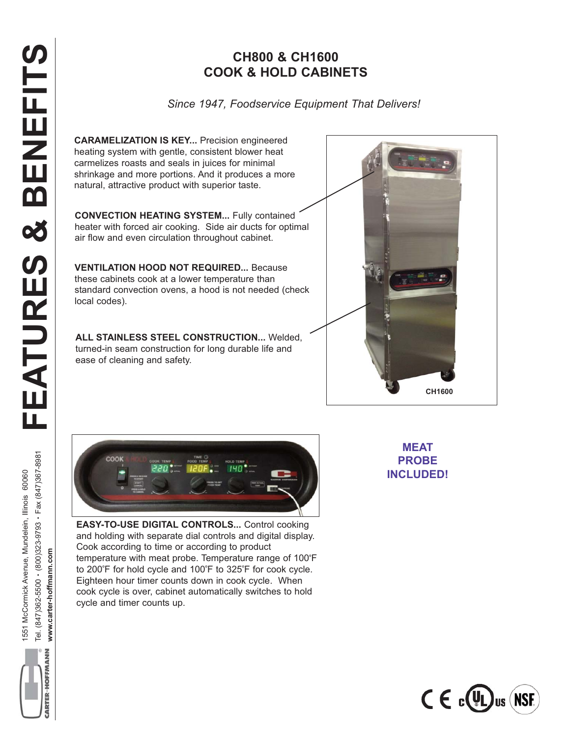# FEATURES & BENEFITS

## CH800 & CH1600
## COOK & HOLD CABINETS

*Since 1947, Foodservice Equipment That Delivers!*

**CARAMELIZATION IS KEY...** Precision engineered heating system with gentle, consistent blower heat carmelizes roasts and seals in juices for minimal shrinkage and more portions. And it produces a more natural, attractive product with superior taste.

**CONVECTION HEATING SYSTEM...** Fully contained heater with forced air cooking. Side air ducts for optimal air flow and even circulation throughout cabinet.

**VENTILATION HOOD NOT REQUIRED...** Because these cabinets cook at a lower temperature than standard convection ovens, a hood is not needed (check local codes).

**ALL STAINLESS STEEL CONSTRUCTION...** Welded, turned-in seam construction for long durable life and ease of cleaning and safety.

CH1600

**MEAT PROBE INCLUDED!**

**EASY-TO-USE DIGITAL CONTROLS...** Control cooking and holding with separate dial controls and digital display. Cook according to time or according to product temperature with meat probe. Temperature range of 100˚F to 200˚F for hold cycle and 100˚F to 325˚F for cook cycle. Eighteen hour timer counts down in cook cycle. When cook cycle is over, cabinet automatically switches to hold cycle and timer counts up.

1551 McCormick Avenue, Mundelein, Illinois 60060
Tel. (847)362-5500 • (800)323-9793 • Fax (847)367-8981
**www.carter-hoffmann.com**

CARTER-HOFFMANN